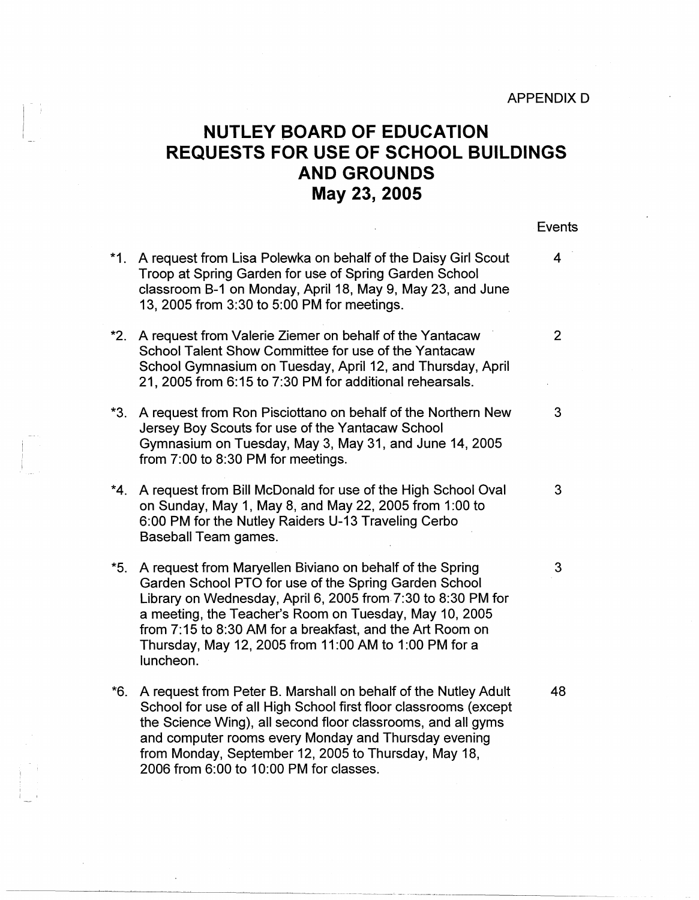APPENDIX D

# NUTLEY BOARD OF EDUCATION
# REQUESTS FOR USE OF SCHOOL BUILDINGS AND GROUNDS
# May 23, 2005

| | Request | Events |
|---|---|---|
| *1. | A request from Lisa Polewka on behalf of the Daisy Girl Scout Troop at Spring Garden for use of Spring Garden School classroom B-1 on Monday, April 18, May 9, May 23, and June 13, 2005 from 3:30 to 5:00 PM for meetings. | 4 |
| *2. | A request from Valerie Ziemer on behalf of the Yantacaw School Talent Show Committee for use of the Yantacaw School Gymnasium on Tuesday, April 12, and Thursday, April 21, 2005 from 6:15 to 7:30 PM for additional rehearsals. | 2 |
| *3. | A request from Ron Pisciottano on behalf of the Northern New Jersey Boy Scouts for use of the Yantacaw School Gymnasium on Tuesday, May 3, May 31, and June 14, 2005 from 7:00 to 8:30 PM for meetings. | 3 |
| *4. | A request from Bill McDonald for use of the High School Oval on Sunday, May 1, May 8, and May 22, 2005 from 1:00 to 6:00 PM for the Nutley Raiders U-13 Traveling Cerbo Baseball Team games. | 3 |
| *5. | A request from Maryellen Biviano on behalf of the Spring Garden School PTO for use of the Spring Garden School Library on Wednesday, April 6, 2005 from 7:30 to 8:30 PM for a meeting, the Teacher's Room on Tuesday, May 10, 2005 from 7:15 to 8:30 AM for a breakfast, and the Art Room on Thursday, May 12, 2005 from 11:00 AM to 1:00 PM for a luncheon. | 3 |
| *6. | A request from Peter B. Marshall on behalf of the Nutley Adult School for use of all High School first floor classrooms (except the Science Wing), all second floor classrooms, and all gyms and computer rooms every Monday and Thursday evening from Monday, September 12, 2005 to Thursday, May 18, 2006 from 6:00 to 10:00 PM for classes. | 48 |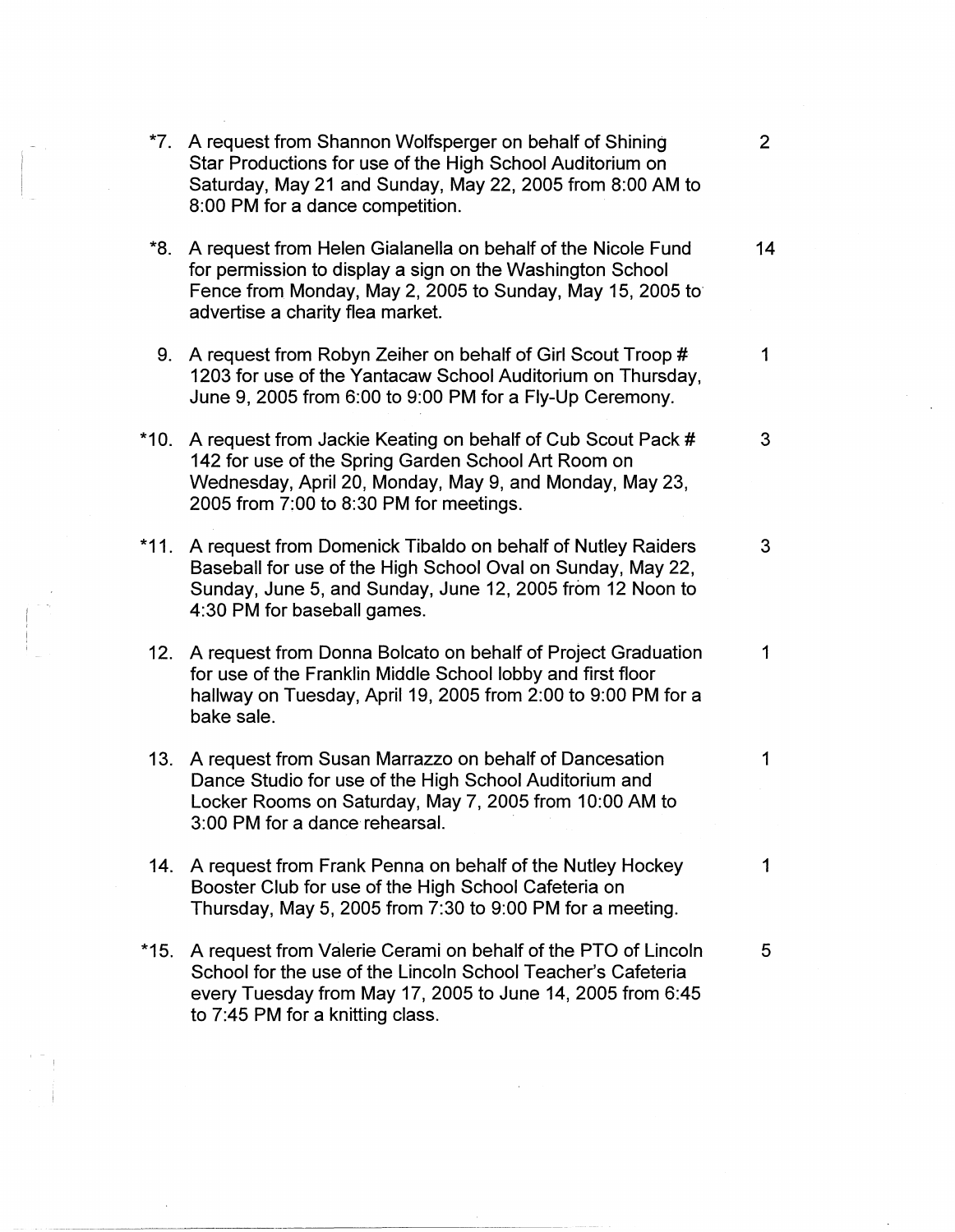| | | |
|---|---|---|
| *7. | A request from Shannon Wolfsperger on behalf of Shining Star Productions for use of the High School Auditorium on Saturday, May 21 and Sunday, May 22, 2005 from 8:00 AM to 8:00 PM for a dance competition. | 2 |
| *8. | A request from Helen Gialanella on behalf of the Nicole Fund for permission to display a sign on the Washington School Fence from Monday, May 2, 2005 to Sunday, May 15, 2005 to advertise a charity flea market. | 14 |
| 9. | A request from Robyn Zeiher on behalf of Girl Scout Troop # 1203 for use of the Yantacaw School Auditorium on Thursday, June 9, 2005 from 6:00 to 9:00 PM for a Fly-Up Ceremony. | 1 |
| *10. | A request from Jackie Keating on behalf of Cub Scout Pack # 142 for use of the Spring Garden School Art Room on Wednesday, April 20, Monday, May 9, and Monday, May 23, 2005 from 7:00 to 8:30 PM for meetings. | 3 |
| *11. | A request from Domenick Tibaldo on behalf of Nutley Raiders Baseball for use of the High School Oval on Sunday, May 22, Sunday, June 5, and Sunday, June 12, 2005 from 12 Noon to 4:30 PM for baseball games. | 3 |
| 12. | A request from Donna Bolcato on behalf of Project Graduation for use of the Franklin Middle School lobby and first floor hallway on Tuesday, April 19, 2005 from 2:00 to 9:00 PM for a bake sale. | 1 |
| 13. | A request from Susan Marrazzo on behalf of Dancesation Dance Studio for use of the High School Auditorium and Locker Rooms on Saturday, May 7, 2005 from 10:00 AM to 3:00 PM for a dance rehearsal. | 1 |
| 14. | A request from Frank Penna on behalf of the Nutley Hockey Booster Club for use of the High School Cafeteria on Thursday, May 5, 2005 from 7:30 to 9:00 PM for a meeting. | 1 |
| *15. | A request from Valerie Cerami on behalf of the PTO of Lincoln School for the use of the Lincoln School Teacher's Cafeteria every Tuesday from May 17, 2005 to June 14, 2005 from 6:45 to 7:45 PM for a knitting class. | 5 |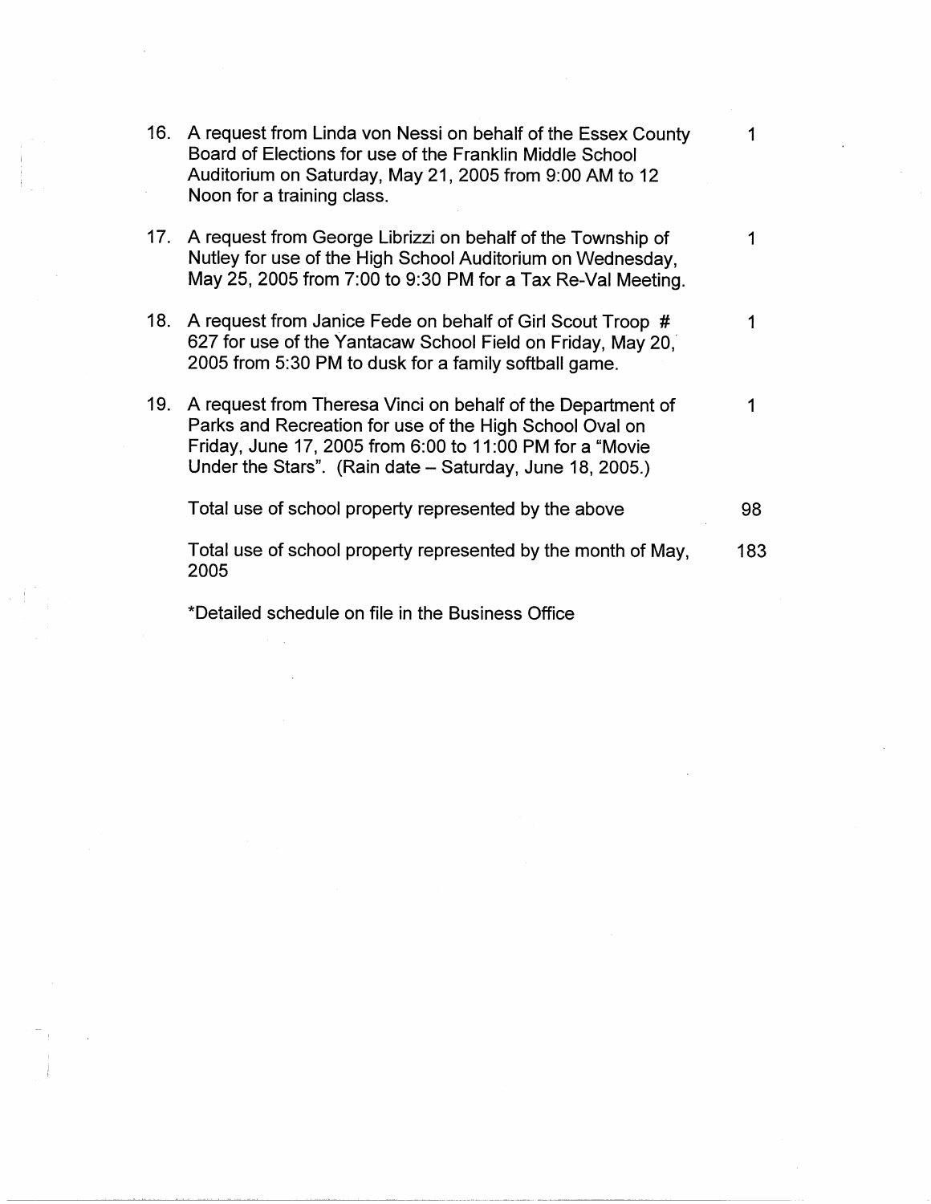| | | |
|---|---|---|
| 16. | A request from Linda von Nessi on behalf of the Essex County Board of Elections for use of the Franklin Middle School Auditorium on Saturday, May 21, 2005 from 9:00 AM to 12 Noon for a training class. | 1 |
| 17. | A request from George Librizzi on behalf of the Township of Nutley for use of the High School Auditorium on Wednesday, May 25, 2005 from 7:00 to 9:30 PM for a Tax Re-Val Meeting. | 1 |
| 18. | A request from Janice Fede on behalf of Girl Scout Troop # 627 for use of the Yantacaw School Field on Friday, May 20, 2005 from 5:30 PM to dusk for a family softball game. | 1 |
| 19. | A request from Theresa Vinci on behalf of the Department of Parks and Recreation for use of the High School Oval on Friday, June 17, 2005 from 6:00 to 11:00 PM for a "Movie Under the Stars". (Rain date – Saturday, June 18, 2005.) | 1 |
| | Total use of school property represented by the above | 98 |
| | Total use of school property represented by the month of May, 2005 | 183 |

*Detailed schedule on file in the Business Office